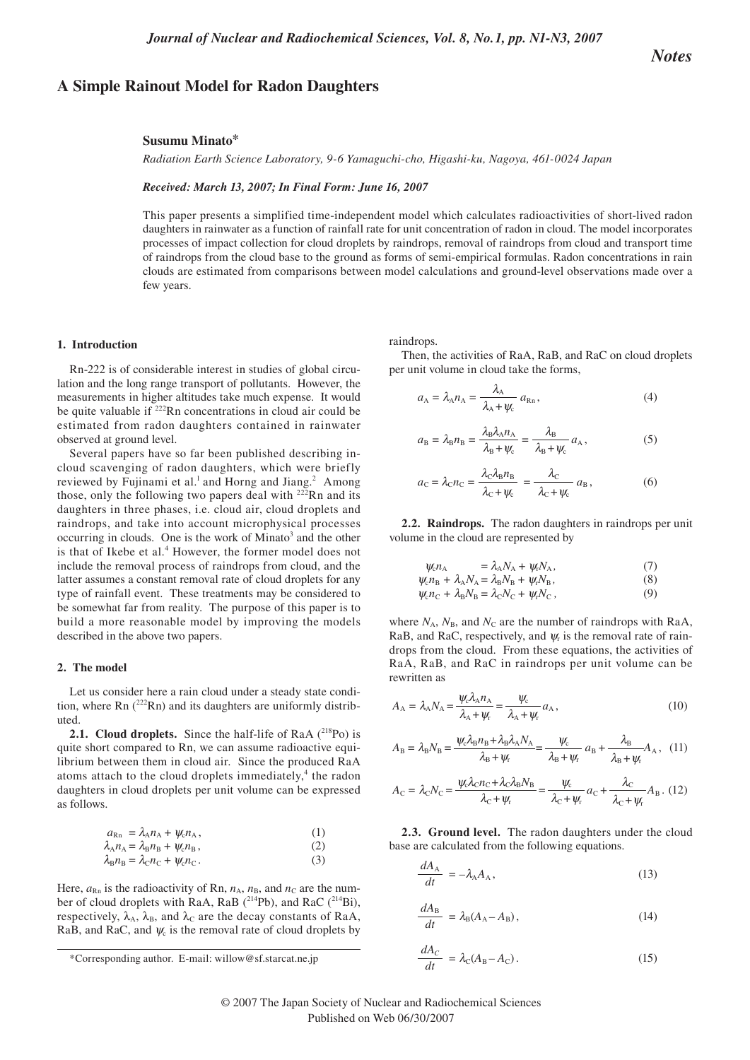*Notes*

# A Simple Rainout Model for Radon Daughters

**Susumu Minato***

*Radiation Earth Science Laboratory, 9-6 Yamaguchi-cho, Higashi-ku, Nagoya, 461-0024 Japan*

***Received: March 13, 2007; In Final Form: June 16, 2007***

This paper presents a simplified time-independent model which calculates radioactivities of short-lived radon daughters in rainwater as a function of rainfall rate for unit concentration of radon in cloud. The model incorporates processes of impact collection for cloud droplets by raindrops, removal of raindrops from cloud and transport time of raindrops from the cloud base to the ground as forms of semi-empirical formulas. Radon concentrations in rain clouds are estimated from comparisons between model calculations and ground-level observations made over a few years.

## 1. Introduction

Rn-222 is of considerable interest in studies of global circulation and the long range transport of pollutants. However, the measurements in higher altitudes take much expense. It would be quite valuable if $^{222}$Rn concentrations in cloud air could be estimated from radon daughters contained in rainwater observed at ground level.

Several papers have so far been published describing in-cloud scavenging of radon daughters, which were briefly reviewed by Fujinami et al.[1] and Horng and Jiang.[2] Among those, only the following two papers deal with $^{222}$Rn and its daughters in three phases, i.e. cloud air, cloud droplets and raindrops, and take into account microphysical processes occurring in clouds. One is the work of Minato[3] and the other is that of Ikebe et al.[4] However, the former model does not include the removal process of raindrops from cloud, and the latter assumes a constant removal rate of cloud droplets for any type of rainfall event. These treatments may be considered to be somewhat far from reality. The purpose of this paper is to build a more reasonable model by improving the models described in the above two papers.

## 2. The model

Let us consider here a rain cloud under a steady state condition, where Rn ($^{222}$Rn) and its daughters are uniformly distributed.

**2.1. Cloud droplets.** Since the half-life of RaA ($^{218}$Po) is quite short compared to Rn, we can assume radioactive equilibrium between them in cloud air. Since the produced RaA atoms attach to the cloud droplets immediately,[4] the radon daughters in cloud droplets per unit volume can be expressed as follows.

$$a_{\mathrm{Rn}} = \lambda_A n_A + \psi_c n_A, \tag{1}$$

$$\lambda_A n_A = \lambda_B n_B + \psi_c n_B, \tag{2}$$

$$\lambda_B n_B = \lambda_C n_C + \psi_c n_C. \tag{3}$$

Here, $a_{\mathrm{Rn}}$ is the radioactivity of Rn, $n_A$, $n_B$, and $n_C$ are the number of cloud droplets with RaA, RaB ($^{214}$Pb), and RaC ($^{214}$Bi), respectively, $\lambda_A$, $\lambda_B$, and $\lambda_C$ are the decay constants of RaA, RaB, and RaC, and $\psi_c$ is the removal rate of cloud droplets by raindrops.

Then, the activities of RaA, RaB, and RaC on cloud droplets per unit volume in cloud take the forms,

$$a_A = \lambda_A n_A = \frac{\lambda_A}{\lambda_A + \psi_c}\, a_{\mathrm{Rn}}, \tag{4}$$

$$a_B = \lambda_B n_B = \frac{\lambda_B \lambda_A n_A}{\lambda_B + \psi_c} = \frac{\lambda_B}{\lambda_B + \psi_c}\, a_A, \tag{5}$$

$$a_C = \lambda_C n_C = \frac{\lambda_C \lambda_B n_B}{\lambda_C + \psi_c} = \frac{\lambda_C}{\lambda_C + \psi_c}\, a_B, \tag{6}$$

**2.2. Raindrops.** The radon daughters in raindrops per unit volume in the cloud are represented by

$$\psi_c n_A = \lambda_A N_A + \psi_r N_A, \tag{7}$$

$$\psi_c n_B + \lambda_A N_A = \lambda_B N_B + \psi_r N_B, \tag{8}$$

$$\psi_c n_C + \lambda_B N_B = \lambda_C N_C + \psi_r N_C, \tag{9}$$

where $N_A$, $N_B$, and $N_C$ are the number of raindrops with RaA, RaB, and RaC, respectively, and $\psi_r$ is the removal rate of raindrops from the cloud. From these equations, the activities of RaA, RaB, and RaC in raindrops per unit volume can be rewritten as

$$A_A = \lambda_A N_A = \frac{\psi_c \lambda_A n_A}{\lambda_A + \psi_r} = \frac{\psi_c}{\lambda_A + \psi_r}\, a_A, \tag{10}$$

$$A_B = \lambda_B N_B = \frac{\psi_c \lambda_B n_B + \lambda_B \lambda_A N_A}{\lambda_B + \psi_r} = \frac{\psi_c}{\lambda_B + \psi_r}\, a_B + \frac{\lambda_B}{\lambda_B + \psi_r} A_A, \tag{11}$$

$$A_C = \lambda_C N_C = \frac{\psi_c \lambda_C n_C + \lambda_C \lambda_B N_B}{\lambda_C + \psi_r} = \frac{\psi_c}{\lambda_C + \psi_r}\, a_C + \frac{\lambda_C}{\lambda_C + \psi_r} A_B. \tag{12}$$

**2.3. Ground level.** The radon daughters under the cloud base are calculated from the following equations.

$$\frac{dA_A}{dt} = -\lambda_A A_A, \tag{13}$$

$$\frac{dA_B}{dt} = \lambda_B (A_A - A_B), \tag{14}$$

$$\frac{dA_C}{dt} = \lambda_C (A_B - A_C). \tag{15}$$

*Corresponding author. E-mail: willow@sf.starcat.ne.jp

© 2007 The Japan Society of Nuclear and Radiochemical Sciences
Published on Web 06/30/2007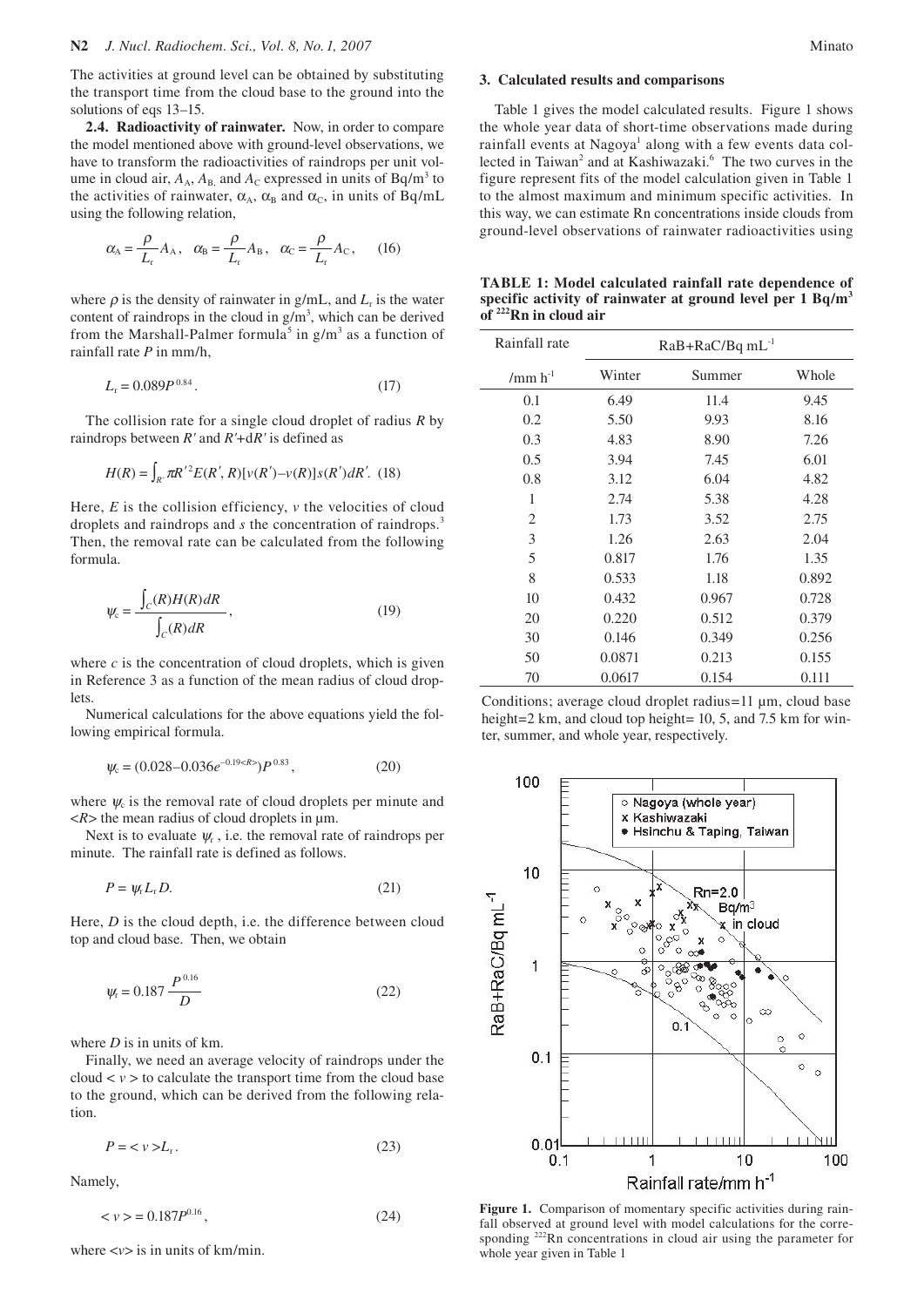The activities at ground level can be obtained by substituting the transport time from the cloud base to the ground into the solutions of eqs 13–15.

**2.4. Radioactivity of rainwater.** Now, in order to compare the model mentioned above with ground-level observations, we have to transform the radioactivities of raindrops per unit volume in cloud air, $A_A$, $A_B$, and $A_C$ expressed in units of Bq/m$^3$ to the activities of rainwater, $\alpha_A$, $\alpha_B$ and $\alpha_C$, in units of Bq/mL using the following relation,

$$\alpha_A = \frac{\rho}{L_r} A_A, \quad \alpha_B = \frac{\rho}{L_r} A_B, \quad \alpha_C = \frac{\rho}{L_r} A_C, \qquad (16)$$

where $\rho$ is the density of rainwater in g/mL, and $L_r$ is the water content of raindrops in the cloud in g/m$^3$, which can be derived from the Marshall-Palmer formula[5] in g/m$^3$ as a function of rainfall rate $P$ in mm/h,

$$L_r = 0.089 P^{0.84}. \qquad (17)$$

The collision rate for a single cloud droplet of radius $R$ by raindrops between $R'$ and $R'$+d$R'$ is defined as

$$H(R) = \int_{R'} \pi R'^2 E(R', R)[v(R') - v(R)] s(R') dR'. \quad (18)$$

Here, $E$ is the collision efficiency, $v$ the velocities of cloud droplets and raindrops and $s$ the concentration of raindrops.[3] Then, the removal rate can be calculated from the following formula.

$$\psi_c = \frac{\int_C (R) H(R) dR}{\int_C (R) dR}, \qquad (19)$$

where $c$ is the concentration of cloud droplets, which is given in Reference 3 as a function of the mean radius of cloud droplets.

Numerical calculations for the above equations yield the following empirical formula.

$$\psi_c = (0.028 - 0.036 e^{-0.19\langle R \rangle}) P^{0.83}, \qquad (20)$$

where $\psi_c$ is the removal rate of cloud droplets per minute and $\langle R \rangle$ the mean radius of cloud droplets in µm.

Next is to evaluate $\psi_r$, i.e. the removal rate of raindrops per minute. The rainfall rate is defined as follows.

$$P = \psi_r L_r D. \qquad (21)$$

Here, $D$ is the cloud depth, i.e. the difference between cloud top and cloud base. Then, we obtain

$$\psi_r = 0.187 \frac{P^{0.16}}{D} \qquad (22)$$

where $D$ is in units of km.

Finally, we need an average velocity of raindrops under the cloud $\langle v \rangle$ to calculate the transport time from the cloud base to the ground, which can be derived from the following relation.

$$P = \langle v \rangle L_r. \qquad (23)$$

Namely,

$$\langle v \rangle = 0.187 P^{0.16}, \qquad (24)$$

where $\langle v \rangle$ is in units of km/min.

## 3. Calculated results and comparisons

Table 1 gives the model calculated results. Figure 1 shows the whole year data of short-time observations made during rainfall events at Nagoya[1] along with a few events data collected in Taiwan[2] and at Kashiwazaki.[6] The two curves in the figure represent fits of the model calculation given in Table 1 to the almost maximum and minimum specific activities. In this way, we can estimate Rn concentrations inside clouds from ground-level observations of rainwater radioactivities using

**TABLE 1: Model calculated rainfall rate dependence of specific activity of rainwater at ground level per 1 Bq/m$^3$ of $^{222}$Rn in cloud air**

| Rainfall rate | RaB+RaC/Bq mL$^{-1}$ | | |
|---|---|---|---|
| /mm h$^{-1}$ | Winter | Summer | Whole |
| 0.1 | 6.49 | 11.4 | 9.45 |
| 0.2 | 5.50 | 9.93 | 8.16 |
| 0.3 | 4.83 | 8.90 | 7.26 |
| 0.5 | 3.94 | 7.45 | 6.01 |
| 0.8 | 3.12 | 6.04 | 4.82 |
| 1 | 2.74 | 5.38 | 4.28 |
| 2 | 1.73 | 3.52 | 2.75 |
| 3 | 1.26 | 2.63 | 2.04 |
| 5 | 0.817 | 1.76 | 1.35 |
| 8 | 0.533 | 1.18 | 0.892 |
| 10 | 0.432 | 0.967 | 0.728 |
| 20 | 0.220 | 0.512 | 0.379 |
| 30 | 0.146 | 0.349 | 0.256 |
| 50 | 0.0871 | 0.213 | 0.155 |
| 70 | 0.0617 | 0.154 | 0.111 |

Conditions; average cloud droplet radius=11 µm, cloud base height=2 km, and cloud top height= 10, 5, and 7.5 km for winter, summer, and whole year, respectively.

**Figure 1.** Comparison of momentary specific activities during rainfall observed at ground level with model calculations for the corresponding $^{222}$Rn concentrations in cloud air using the parameter for whole year given in Table 1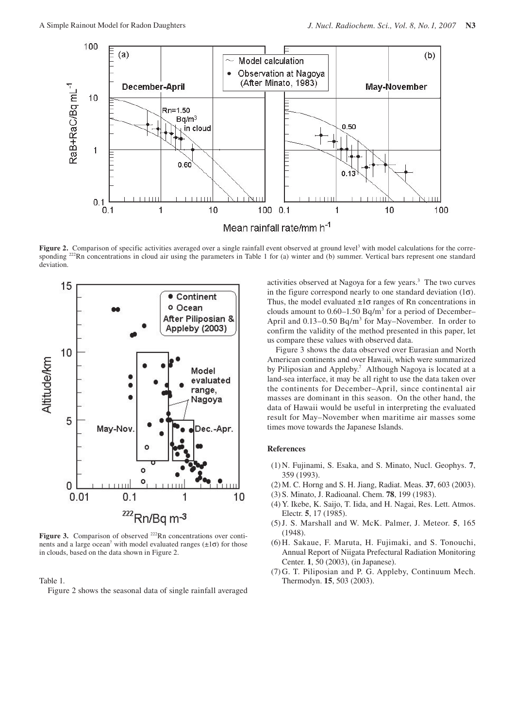(a)

December-April

Model calculation

Observation at Nagoya (After Minato, 1983)

Rn=1.50 Bq/m³ in cloud

0.60

(b)

May-November

0.50

0.13

RaB+RaC/Bq mL⁻¹

100

10

1

0.1

0.1 1 10 100 0.1 1 10 100

Mean rainfall rate/mm h⁻¹

**Figure 2.** Comparison of specific activities averaged over a single rainfall event observed at ground level[3] with model calculations for the corresponding $^{222}$Rn concentrations in cloud air using the parameters in Table 1 for (a) winter and (b) summer. Vertical bars represent one standard deviation.

Continent

Ocean

After Piliposian & Appleby (2003)

Model evaluated range, Nagoya

May-Nov.

Dec.-Apr.

Altitude/km

15

10

5

0

0.01 0.1 1 10

$^{222}$Rn/Bq m⁻³

**Figure 3.** Comparison of observed $^{222}$Rn concentrations over continents and a large ocean[7] with model evaluated ranges ($\pm 1\sigma$) for those in clouds, based on the data shown in Figure 2.

Table 1.

Figure 2 shows the seasonal data of single rainfall averaged activities observed at Nagoya for a few years.[3] The two curves in the figure correspond nearly to one standard deviation ($1\sigma$). Thus, the model evaluated $\pm 1\sigma$ ranges of Rn concentrations in clouds amount to 0.60–1.50 Bq/m$^3$ for a period of December–April and 0.13–0.50 Bq/m$^3$ for May–November. In order to confirm the validity of the method presented in this paper, let us compare these values with observed data.

Figure 3 shows the data observed over Eurasian and North American continents and over Hawaii, which were summarized by Piliposian and Appleby.[7] Although Nagoya is located at a land-sea interface, it may be all right to use the data taken over the continents for December–April, since continental air masses are dominant in this season. On the other hand, the data of Hawaii would be useful in interpreting the evaluated result for May–November when maritime air masses some times move towards the Japanese Islands.

#### References

(1) N. Fujinami, S. Esaka, and S. Minato, Nucl. Geophys. **7**, 359 (1993).
(2) M. C. Horng and S. H. Jiang, Radiat. Meas. **37**, 603 (2003).
(3) S. Minato, J. Radioanal. Chem. **78**, 199 (1983).
(4) Y. Ikebe, K. Saijo, T. Iida, and H. Nagai, Res. Lett. Atmos. Electr. **5**, 17 (1985).
(5) J. S. Marshall and W. McK. Palmer, J. Meteor. **5**, 165 (1948).
(6) H. Sakaue, F. Maruta, H. Fujimaki, and S. Tonouchi, Annual Report of Niigata Prefectural Radiation Monitoring Center. **1**, 50 (2003), (in Japanese).
(7) G. T. Piliposian and P. G. Appleby, Continuum Mech. Thermodyn. **15**, 503 (2003).